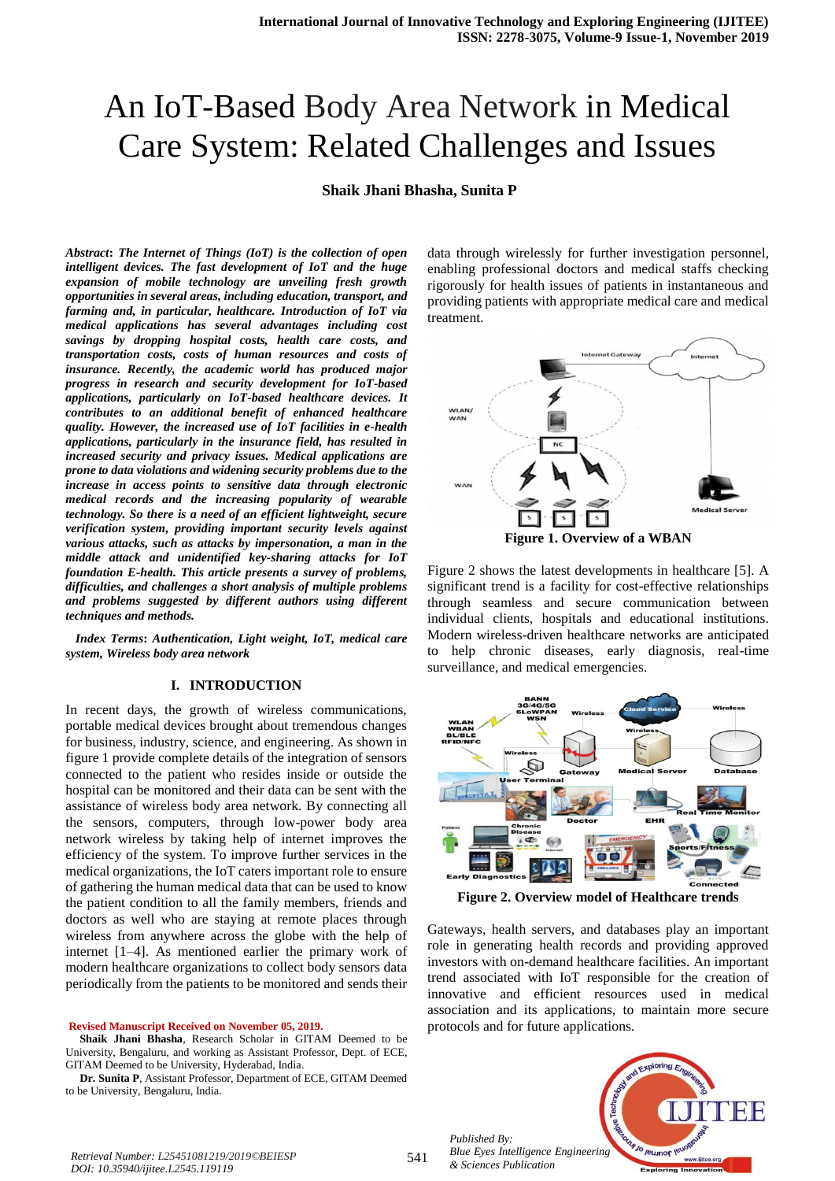# An IoT-Based Body Area Network in Medical Care System: Related Challenges and Issues

**Shaik Jhani Bhasha, Sunita P**

***Abstract*: The Internet of Things (IoT) is the collection of open intelligent devices. The fast development of IoT and the huge expansion of mobile technology are unveiling fresh growth opportunities in several areas, including education, transport, and farming and, in particular, healthcare. Introduction of IoT via medical applications has several advantages including cost savings by dropping hospital costs, health care costs, and transportation costs, costs of human resources and costs of insurance. Recently, the academic world has produced major progress in research and security development for IoT-based applications, particularly on IoT-based healthcare devices. It contributes to an additional benefit of enhanced healthcare quality. However, the increased use of IoT facilities in e-health applications, particularly in the insurance field, has resulted in increased security and privacy issues. Medical applications are prone to data violations and widening security problems due to the increase in access points to sensitive data through electronic medical records and the increasing popularity of wearable technology. So there is a need of an efficient lightweight, secure verification system, providing important security levels against various attacks, such as attacks by impersonation, a man in the middle attack and unidentified key-sharing attacks for IoT foundation E-health. This article presents a survey of problems, difficulties, and challenges a short analysis of multiple problems and problems suggested by different authors using different techniques and methods.***

***Index Terms*: Authentication, Light weight, IoT, medical care system, Wireless body area network**

## I. INTRODUCTION

In recent days, the growth of wireless communications, portable medical devices brought about tremendous changes for business, industry, science, and engineering. As shown in figure 1 provide complete details of the integration of sensors connected to the patient who resides inside or outside the hospital can be monitored and their data can be sent with the assistance of wireless body area network. By connecting all the sensors, computers, through low-power body area network wireless by taking help of internet improves the efficiency of the system. To improve further services in the medical organizations, the IoT caters important role to ensure of gathering the human medical data that can be used to know the patient condition to all the family members, friends and doctors as well who are staying at remote places through wireless from anywhere across the globe with the help of internet [1–4]. As mentioned earlier the primary work of modern healthcare organizations to collect body sensors data periodically from the patients to be monitored and sends their data through wirelessly for further investigation personnel, enabling professional doctors and medical staffs checking rigorously for health issues of patients in instantaneous and providing patients with appropriate medical care and medical treatment.

**Figure 1. Overview of a WBAN**

Figure 2 shows the latest developments in healthcare [5]. A significant trend is a facility for cost-effective relationships through seamless and secure communication between individual clients, hospitals and educational institutions. Modern wireless-driven healthcare networks are anticipated to help chronic diseases, early diagnosis, real-time surveillance, and medical emergencies.

**Figure 2. Overview model of Healthcare trends**

Gateways, health servers, and databases play an important role in generating health records and providing approved investors with on-demand healthcare facilities. An important trend associated with IoT responsible for the creation of innovative and efficient resources used in medical association and its applications, to maintain more secure protocols and for future applications.

**Revised Manuscript Received on November 05, 2019.**

**Shaik Jhani Bhasha**, Research Scholar in GITAM Deemed to be University, Bengaluru, and working as Assistant Professor, Dept. of ECE, GITAM Deemed to be University, Hyderabad, India.

**Dr. Sunita P**, Assistant Professor, Department of ECE, GITAM Deemed to be University, Bengaluru, India.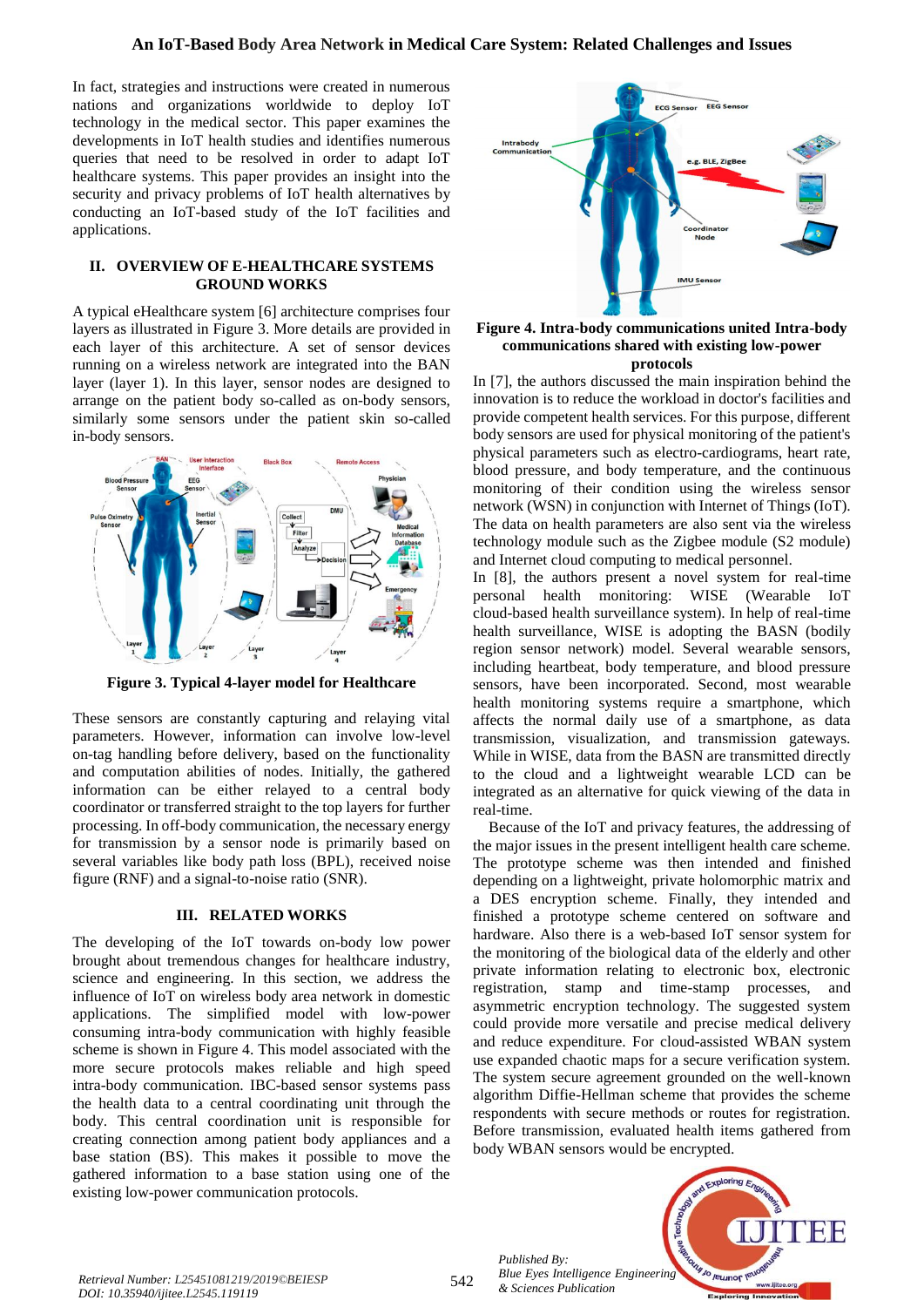In fact, strategies and instructions were created in numerous nations and organizations worldwide to deploy IoT technology in the medical sector. This paper examines the developments in IoT health studies and identifies numerous queries that need to be resolved in order to adapt IoT healthcare systems. This paper provides an insight into the security and privacy problems of IoT health alternatives by conducting an IoT-based study of the IoT facilities and applications.

## II. OVERVIEW OF E-HEALTHCARE SYSTEMS GROUND WORKS

A typical eHealthcare system [6] architecture comprises four layers as illustrated in Figure 3. More details are provided in each layer of this architecture. A set of sensor devices running on a wireless network are integrated into the BAN layer (layer 1). In this layer, sensor nodes are designed to arrange on the patient body so-called as on-body sensors, similarly some sensors under the patient skin so-called in-body sensors.

**Figure 3. Typical 4-layer model for Healthcare**

These sensors are constantly capturing and relaying vital parameters. However, information can involve low-level on-tag handling before delivery, based on the functionality and computation abilities of nodes. Initially, the gathered information can be either relayed to a central body coordinator or transferred straight to the top layers for further processing. In off-body communication, the necessary energy for transmission by a sensor node is primarily based on several variables like body path loss (BPL), received noise figure (RNF) and a signal-to-noise ratio (SNR).

## III. RELATED WORKS

The developing of the IoT towards on-body low power brought about tremendous changes for healthcare industry, science and engineering. In this section, we address the influence of IoT on wireless body area network in domestic applications. The simplified model with low-power consuming intra-body communication with highly feasible scheme is shown in Figure 4. This model associated with the more secure protocols makes reliable and high speed intra-body communication. IBC-based sensor systems pass the health data to a central coordinating unit through the body. This central coordination unit is responsible for creating connection among patient body appliances and a base station (BS). This makes it possible to move the gathered information to a base station using one of the existing low-power communication protocols.

**Figure 4. Intra-body communications united Intra-body communications shared with existing low-power protocols**

In [7], the authors discussed the main inspiration behind the innovation is to reduce the workload in doctor's facilities and provide competent health services. For this purpose, different body sensors are used for physical monitoring of the patient's physical parameters such as electro-cardiograms, heart rate, blood pressure, and body temperature, and the continuous monitoring of their condition using the wireless sensor network (WSN) in conjunction with Internet of Things (IoT). The data on health parameters are also sent via the wireless technology module such as the Zigbee module (S2 module) and Internet cloud computing to medical personnel.

In [8], the authors present a novel system for real-time personal health monitoring: WISE (Wearable IoT cloud-based health surveillance system). In help of real-time health surveillance, WISE is adopting the BASN (bodily region sensor network) model. Several wearable sensors, including heartbeat, body temperature, and blood pressure sensors, have been incorporated. Second, most wearable health monitoring systems require a smartphone, which affects the normal daily use of a smartphone, as data transmission, visualization, and transmission gateways. While in WISE, data from the BASN are transmitted directly to the cloud and a lightweight wearable LCD can be integrated as an alternative for quick viewing of the data in real-time.

Because of the IoT and privacy features, the addressing of the major issues in the present intelligent health care scheme. The prototype scheme was then intended and finished depending on a lightweight, private holomorphic matrix and a DES encryption scheme. Finally, they intended and finished a prototype scheme centered on software and hardware. Also there is a web-based IoT sensor system for the monitoring of the biological data of the elderly and other private information relating to electronic box, electronic registration, stamp and time-stamp processes, and asymmetric encryption technology. The suggested system could provide more versatile and precise medical delivery and reduce expenditure. For cloud-assisted WBAN system use expanded chaotic maps for a secure verification system. The system secure agreement grounded on the well-known algorithm Diffie-Hellman scheme that provides the scheme respondents with secure methods or routes for registration. Before transmission, evaluated health items gathered from body WBAN sensors would be encrypted.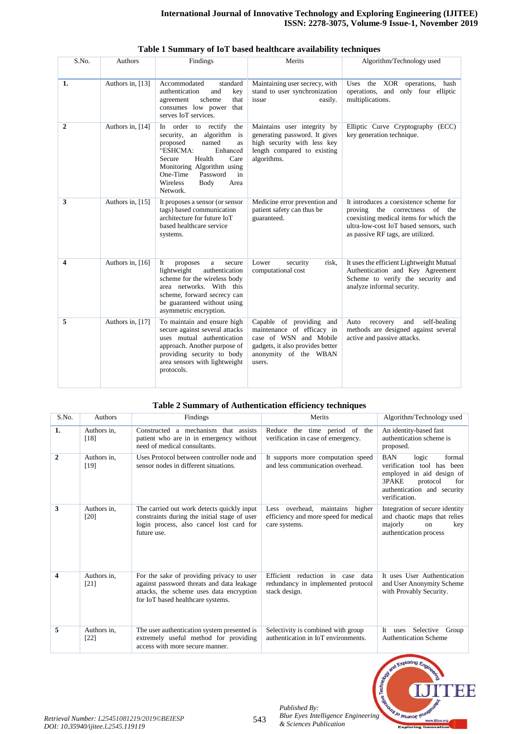**Table 1 Summary of IoT based healthcare availability techniques**

| S.No. | Authors | Findings | Merits | Algorithm/Technology used |
|---|---|---|---|---|
| **1.** | Authors in, [13] | Accommodated standard authentication and key agreement scheme that consumes low power that serves IoT services. | Maintaining user secrecy, with stand to user synchronization issue easily. | Uses the XOR operations, hash operations, and only four elliptic multiplications. |
| **2** | Authors in, [14] | In order to rectify the security, an algorithm is proposed named as "ESHCMA: Enhanced Secure Health Care Monitoring Algorithm using One-Time Password in Wireless Body Area Network. | Maintains user integrity by generating password. It gives high security with less key length compared to existing algorithms. | Elliptic Curve Cryptography (ECC) key generation technique. |
| **3** | Authors in, [15] | It proposes a sensor (or sensor tags) based communication architecture for future IoT based healthcare service systems. | Medicine error prevention and patient safety can thus be guaranteed. | It introduces a coexistence scheme for proving the correctness of the coexisting medical items for which the ultra-low-cost IoT based sensors, such as passive RF tags, are utilized. |
| **4** | Authors in, [16] | It proposes a secure lightweight authentication scheme for the wireless body area networks. With this scheme, forward secrecy can be guaranteed without using asymmetric encryption. | Lower security risk, computational cost | It uses the efficient Lightweight Mutual Authentication and Key Agreement Scheme to verify the security and analyze informal security. |
| **5** | Authors in, [17] | To maintain and ensure high secure against several attacks uses mutual authentication approach. Another purpose of providing security to body area sensors with lightweight protocols. | Capable of providing and maintenance of efficacy in case of WSN and Mobile gadgets, it also provides better anonymity of the WBAN users. | Auto recovery and self-healing methods are designed against several active and passive attacks. |

**Table 2 Summary of Authentication efficiency techniques**

| S.No. | Authors | Findings | Merits | Algorithm/Technology used |
|---|---|---|---|---|
| **1.** | Authors in, [18] | Constructed a mechanism that assists patient who are in in emergency without need of medical consultants. | Reduce the time period of the verification in case of emergency. | An identity-based fast authentication scheme is proposed. |
| **2** | Authors in, [19] | Uses Protocol between controller node and sensor nodes in different situations. | It supports more computation speed and less communication overhead. | BAN logic formal verification tool has been employed in aid design of 3PAKE protocol for authentication and security verification. |
| **3** | Authors in, [20] | The carried out work detects quickly input constraints during the initial stage of user login process, also cancel lost card for future use. | Less overhead, maintains higher efficiency and more speed for medical care systems. | Integration of secure identity and chaotic maps that relies majorly on key authentication process |
| **4** | Authors in, [21] | For the sake of providing privacy to user against password threats and data leakage attacks, the scheme uses data encryption for IoT based healthcare systems. | Efficient reduction in case data redundancy in implemented protocol stack design. | It uses User Authentication and User Anonymity Scheme with Provably Security. |
| **5** | Authors in, [22] | The user authentication system presented is extremely useful method for providing access with more secure manner. | Selectivity is combined with group authentication in IoT environments. | It uses Selective Group Authentication Scheme |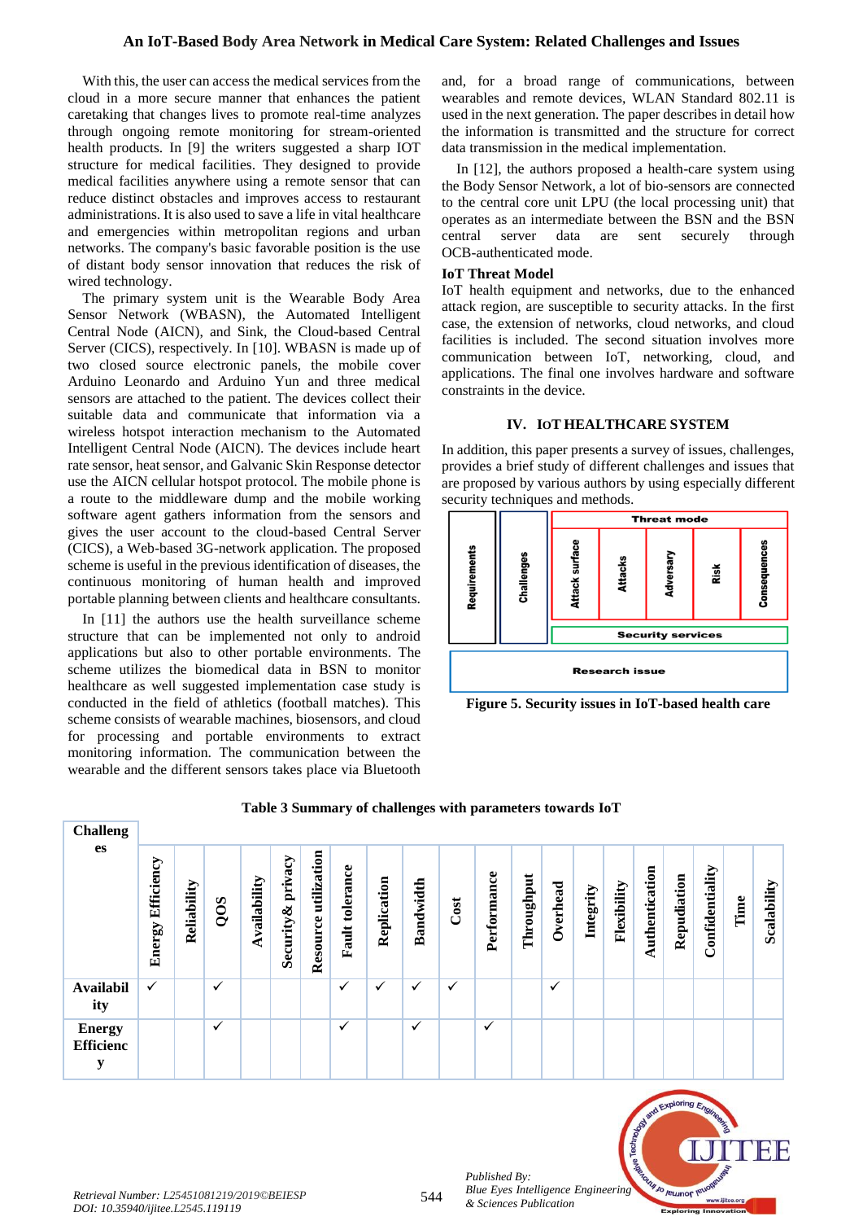With this, the user can access the medical services from the cloud in a more secure manner that enhances the patient caretaking that changes lives to promote real-time analyzes through ongoing remote monitoring for stream-oriented health products. In [9] the writers suggested a sharp IOT structure for medical facilities. They designed to provide medical facilities anywhere using a remote sensor that can reduce distinct obstacles and improves access to restaurant administrations. It is also used to save a life in vital healthcare and emergencies within metropolitan regions and urban networks. The company's basic favorable position is the use of distant body sensor innovation that reduces the risk of wired technology.

The primary system unit is the Wearable Body Area Sensor Network (WBASN), the Automated Intelligent Central Node (AICN), and Sink, the Cloud-based Central Server (CICS), respectively. In [10]. WBASN is made up of two closed source electronic panels, the mobile cover Arduino Leonardo and Arduino Yun and three medical sensors are attached to the patient. The devices collect their suitable data and communicate that information via a wireless hotspot interaction mechanism to the Automated Intelligent Central Node (AICN). The devices include heart rate sensor, heat sensor, and Galvanic Skin Response detector use the AICN cellular hotspot protocol. The mobile phone is a route to the middleware dump and the mobile working software agent gathers information from the sensors and gives the user account to the cloud-based Central Server (CICS), a Web-based 3G-network application. The proposed scheme is useful in the previous identification of diseases, the continuous monitoring of human health and improved portable planning between clients and healthcare consultants.

In [11] the authors use the health surveillance scheme structure that can be implemented not only to android applications but also to other portable environments. The scheme utilizes the biomedical data in BSN to monitor healthcare as well suggested implementation case study is conducted in the field of athletics (football matches). This scheme consists of wearable machines, biosensors, and cloud for processing and portable environments to extract monitoring information. The communication between the wearable and the different sensors takes place via Bluetooth and, for a broad range of communications, between wearables and remote devices, WLAN Standard 802.11 is used in the next generation. The paper describes in detail how the information is transmitted and the structure for correct data transmission in the medical implementation.

In [12], the authors proposed a health-care system using the Body Sensor Network, a lot of bio-sensors are connected to the central core unit LPU (the local processing unit) that operates as an intermediate between the BSN and the BSN central server data are sent securely through OCB-authenticated mode.

**IoT Threat Model**

IoT health equipment and networks, due to the enhanced attack region, are susceptible to security attacks. In the first case, the extension of networks, cloud networks, and cloud facilities is included. The second situation involves more communication between IoT, networking, cloud, and applications. The final one involves hardware and software constraints in the device.

## IV. IoT HEALTHCARE SYSTEM

In addition, this paper presents a survey of issues, challenges, provides a brief study of different challenges and issues that are proposed by various authors by using especially different security techniques and methods.

**Figure 5. Security issues in IoT-based health care**

**Table 3 Summary of challenges with parameters towards IoT**

| Challenges | Energy Efficiency | Reliability | QOS | Availability | Security& privacy | Resource utilization | Fault tolerance | Replication | Bandwidth | Cost | Performance | Throughput | Overhead | Integrity | Flexibility | Authentication | Repudiation | Confidentiality | Time | Scalability |
|---|---|---|---|---|---|---|---|---|---|---|---|---|---|---|---|---|---|---|---|---|
| Availability | ✓ | | ✓ | | | | ✓ | ✓ | ✓ | ✓ | | | ✓ | | | | | | | |
| Energy Efficiency | | | ✓ | | | | ✓ | | ✓ | | ✓ | | | | | | | | | |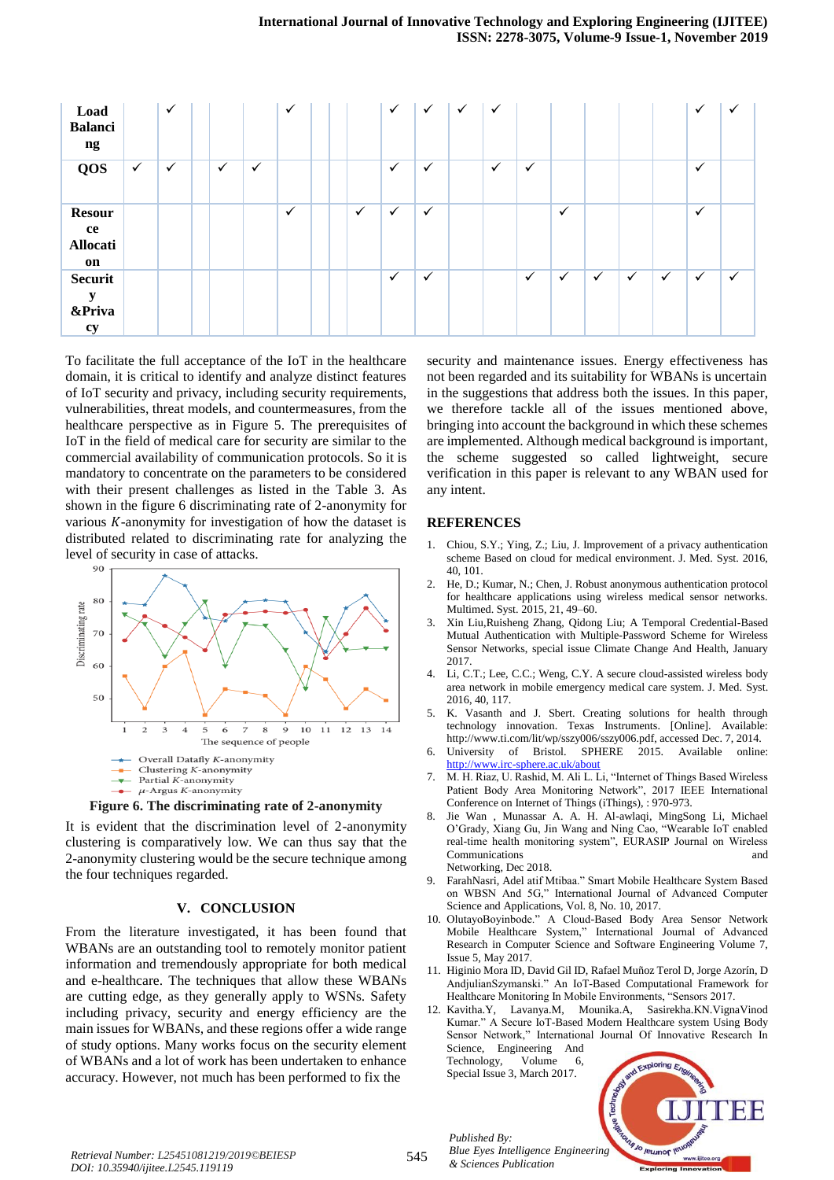| | | | | | | | | | | | | | | | | | | | |
|---|---|---|---|---|---|---|---|---|---|---|---|---|---|---|---|---|---|---|---|
| **Load Balancing** | | ✓ | | | | ✓ | | | ✓ | ✓ | ✓ | ✓ | | | | | | ✓ | ✓ |
| **QOS** | ✓ | ✓ | | ✓ | ✓ | | | | ✓ | ✓ | | ✓ | ✓ | | | | | ✓ | |
| **Resource Allocation** | | | | | | ✓ | | ✓ | ✓ | ✓ | | | | ✓ | | | | ✓ | |
| **Security &Privacy** | | | | | | | | | ✓ | ✓ | | | ✓ | ✓ | ✓ | ✓ | ✓ | ✓ | ✓ |

To facilitate the full acceptance of the IoT in the healthcare domain, it is critical to identify and analyze distinct features of IoT security and privacy, including security requirements, vulnerabilities, threat models, and countermeasures, from the healthcare perspective as in Figure 5. The prerequisites of IoT in the field of medical care for security are similar to the commercial availability of communication protocols. So it is mandatory to concentrate on the parameters to be considered with their present challenges as listed in the Table 3. As shown in the figure 6 discriminating rate of 2-anonymity for various $K$-anonymity for investigation of how the dataset is distributed related to discriminating rate for analyzing the level of security in case of attacks.

**Figure 6. The discriminating rate of 2-anonymity**

It is evident that the discrimination level of 2-anonymity clustering is comparatively low. We can thus say that the 2-anonymity clustering would be the secure technique among the four techniques regarded.

## V. CONCLUSION

From the literature investigated, it has been found that WBANs are an outstanding tool to remotely monitor patient information and tremendously appropriate for both medical and e-healthcare. The techniques that allow these WBANs are cutting edge, as they generally apply to WSNs. Safety including privacy, security and energy efficiency are the main issues for WBANs, and these regions offer a wide range of study options. Many works focus on the security element of WBANs and a lot of work has been undertaken to enhance accuracy. However, not much has been performed to fix the security and maintenance issues. Energy effectiveness has not been regarded and its suitability for WBANs is uncertain in the suggestions that address both the issues. In this paper, we therefore tackle all of the issues mentioned above, bringing into account the background in which these schemes are implemented. Although medical background is important, the scheme suggested so called lightweight, secure verification in this paper is relevant to any WBAN used for any intent.

## REFERENCES

1. Chiou, S.Y.; Ying, Z.; Liu, J. Improvement of a privacy authentication scheme Based on cloud for medical environment. J. Med. Syst. 2016, 40, 101.
2. He, D.; Kumar, N.; Chen, J. Robust anonymous authentication protocol for healthcare applications using wireless medical sensor networks. Multimed. Syst. 2015, 21, 49–60.
3. Xin Liu,Ruisheng Zhang, Qidong Liu; A Temporal Credential-Based Mutual Authentication with Multiple-Password Scheme for Wireless Sensor Networks, special issue Climate Change And Health, January 2017.
4. Li, C.T.; Lee, C.C.; Weng, C.Y. A secure cloud-assisted wireless body area network in mobile emergency medical care system. J. Med. Syst. 2016, 40, 117.
5. K. Vasanth and J. Sbert. Creating solutions for health through technology innovation. Texas Instruments. [Online]. Available: http://www.ti.com/lit/wp/sszy006/sszy006.pdf, accessed Dec. 7, 2014.
6. University of Bristol. SPHERE 2015. Available online: http://www.irc-sphere.ac.uk/about
7. M. H. Riaz, U. Rashid, M. Ali L. Li, "Internet of Things Based Wireless Patient Body Area Monitoring Network", 2017 IEEE International Conference on Internet of Things (iThings), : 970-973.
8. Jie Wan , Munassar A. A. H. Al-awlaqi, MingSong Li, Michael O'Grady, Xiang Gu, Jin Wang and Ning Cao, "Wearable IoT enabled real-time health monitoring system", EURASIP Journal on Wireless Communications and Networking, Dec 2018.
9. FarahNasri, Adel atif Mtibaa." Smart Mobile Healthcare System Based on WBSN And 5G," International Journal of Advanced Computer Science and Applications, Vol. 8, No. 10, 2017.
10. OlutayoBoyinbode." A Cloud-Based Body Area Sensor Network Mobile Healthcare System," International Journal of Advanced Research in Computer Science and Software Engineering Volume 7, Issue 5, May 2017.
11. Higinio Mora ID, David Gil ID, Rafael Muñoz Terol D, Jorge Azorín, D AndjulianSzymanski." An IoT-Based Computational Framework for Healthcare Monitoring In Mobile Environments, "Sensors 2017.
12. Kavitha.Y, Lavanya.M, Mounika.A, Sasirekha.KN.VignaVinod Kumar." A Secure IoT-Based Modern Healthcare system Using Body Sensor Network," International Journal Of Innovative Research In Science, Engineering And Technology, Volume 6, Special Issue 3, March 2017.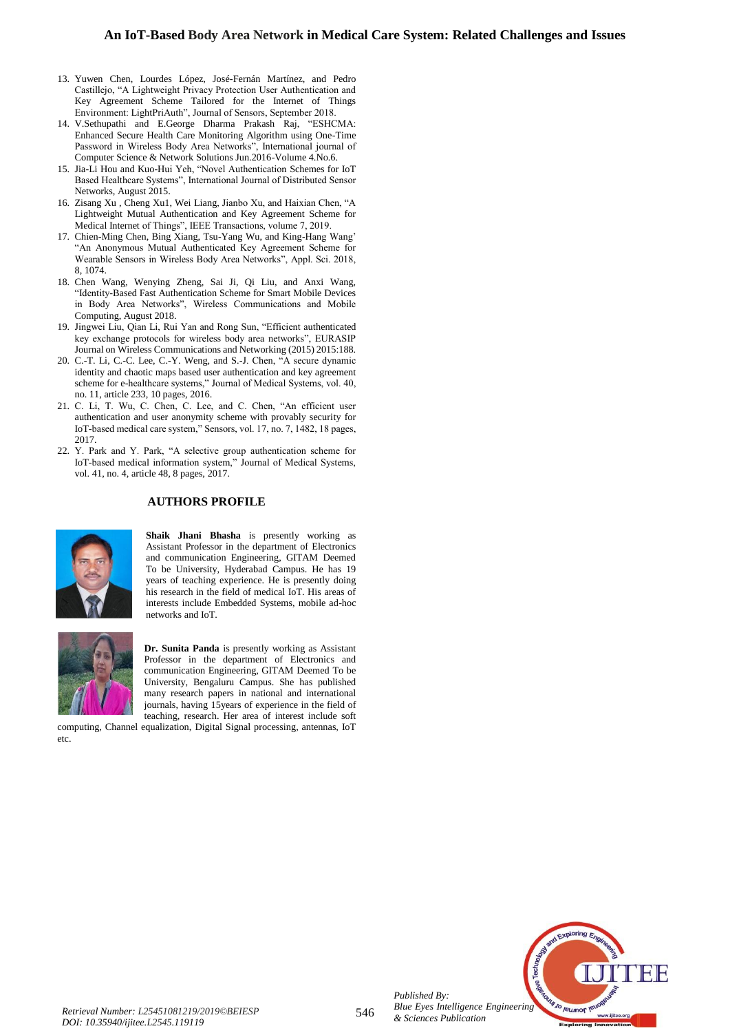13. Yuwen Chen, Lourdes López, José-Fernán Martínez, and Pedro Castillejo, "A Lightweight Privacy Protection User Authentication and Key Agreement Scheme Tailored for the Internet of Things Environment: LightPriAuth", Journal of Sensors, September 2018.
14. V.Sethupathi and E.George Dharma Prakash Raj, "ESHCMA: Enhanced Secure Health Care Monitoring Algorithm using One-Time Password in Wireless Body Area Networks", International journal of Computer Science & Network Solutions Jun.2016-Volume 4.No.6.
15. Jia-Li Hou and Kuo-Hui Yeh, "Novel Authentication Schemes for IoT Based Healthcare Systems", International Journal of Distributed Sensor Networks, August 2015.
16. Zisang Xu , Cheng Xu1, Wei Liang, Jianbo Xu, and Haixian Chen, "A Lightweight Mutual Authentication and Key Agreement Scheme for Medical Internet of Things", IEEE Transactions, volume 7, 2019.
17. Chien-Ming Chen, Bing Xiang, Tsu-Yang Wu, and King-Hang Wang' "An Anonymous Mutual Authenticated Key Agreement Scheme for Wearable Sensors in Wireless Body Area Networks", Appl. Sci. 2018, 8, 1074.
18. Chen Wang, Wenying Zheng, Sai Ji, Qi Liu, and Anxi Wang, "Identity-Based Fast Authentication Scheme for Smart Mobile Devices in Body Area Networks", Wireless Communications and Mobile Computing, August 2018.
19. Jingwei Liu, Qian Li, Rui Yan and Rong Sun, "Efficient authenticated key exchange protocols for wireless body area networks", EURASIP Journal on Wireless Communications and Networking (2015) 2015:188.
20. C.-T. Li, C.-C. Lee, C.-Y. Weng, and S.-J. Chen, "A secure dynamic identity and chaotic maps based user authentication and key agreement scheme for e-healthcare systems," Journal of Medical Systems, vol. 40, no. 11, article 233, 10 pages, 2016.
21. C. Li, T. Wu, C. Chen, C. Lee, and C. Chen, "An efficient user authentication and user anonymity scheme with provably security for IoT-based medical care system," Sensors, vol. 17, no. 7, 1482, 18 pages, 2017.
22. Y. Park and Y. Park, "A selective group authentication scheme for IoT-based medical information system," Journal of Medical Systems, vol. 41, no. 4, article 48, 8 pages, 2017.

## AUTHORS PROFILE

**Shaik Jhani Bhasha** is presently working as Assistant Professor in the department of Electronics and communication Engineering, GITAM Deemed To be University, Hyderabad Campus. He has 19 years of teaching experience. He is presently doing his research in the field of medical IoT. His areas of interests include Embedded Systems, mobile ad-hoc networks and IoT.

**Dr. Sunita Panda** is presently working as Assistant Professor in the department of Electronics and communication Engineering, GITAM Deemed To be University, Bengaluru Campus. She has published many research papers in national and international journals, having 15years of experience in the field of teaching, research. Her area of interest include soft computing, Channel equalization, Digital Signal processing, antennas, IoT etc.